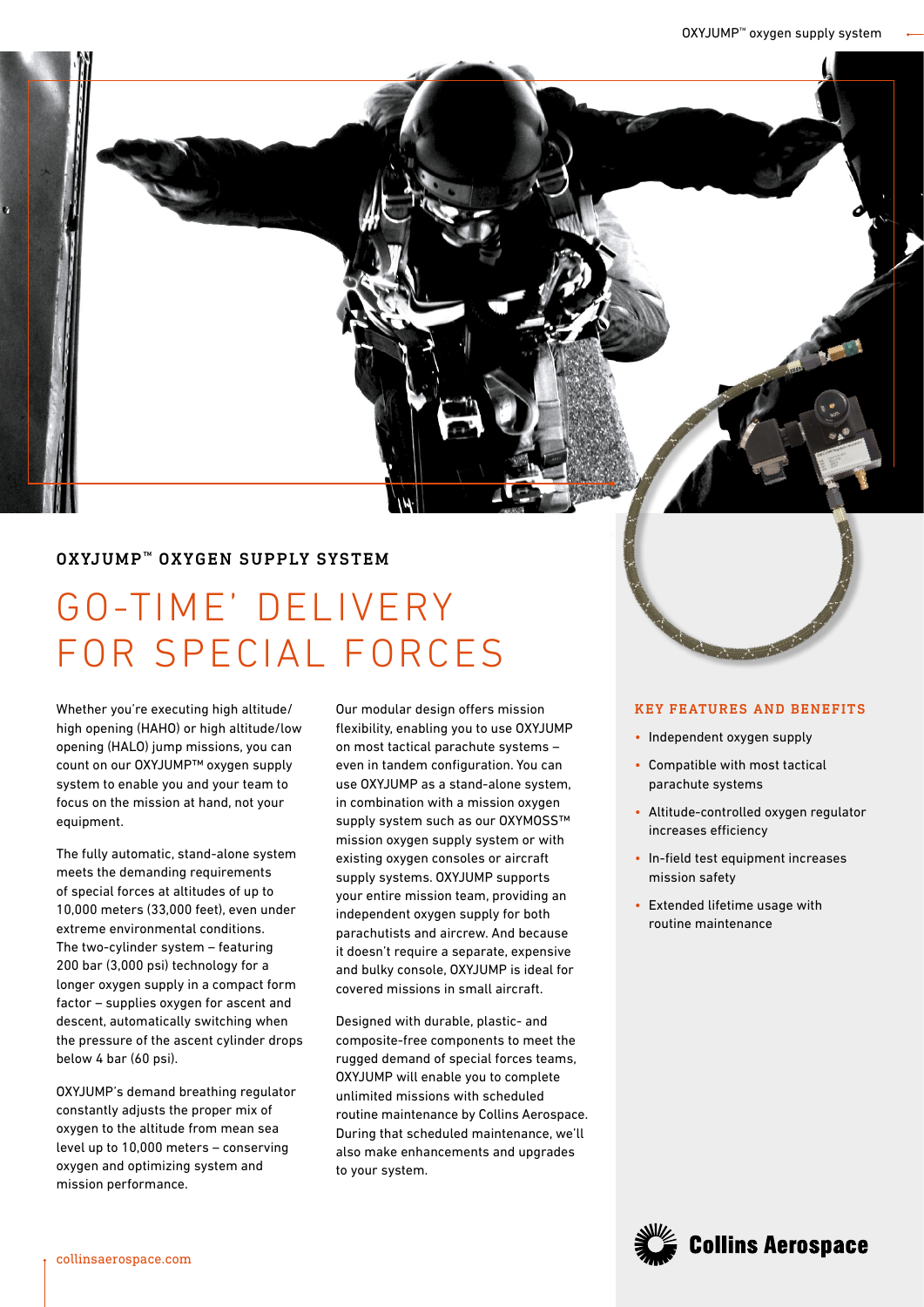## OXYJUMP™ OXYGEN SUPPLY SYSTEM

# GO-TIME' DELIVERY FOR SPECIAL FORCES

Whether you're executing high altitude/high opening (HAHO) or high altitude/low opening (HALO) jump missions, you can count on our OXYJUMP™ oxygen supply system to enable you and your team to focus on the mission at hand, not your equipment.

The fully automatic, stand-alone system meets the demanding requirements of special forces at altitudes of up to 10,000 meters (33,000 feet), even under extreme environmental conditions. The two-cylinder system – featuring 200 bar (3,000 psi) technology for a longer oxygen supply in a compact form factor – supplies oxygen for ascent and descent, automatically switching when the pressure of the ascent cylinder drops below 4 bar (60 psi).

OXYJUMP's demand breathing regulator constantly adjusts the proper mix of oxygen to the altitude from mean sea level up to 10,000 meters – conserving oxygen and optimizing system and mission performance.

Our modular design offers mission flexibility, enabling you to use OXYJUMP on most tactical parachute systems – even in tandem configuration. You can use OXYJUMP as a stand-alone system, in combination with a mission oxygen supply system such as our OXYMOSS™ mission oxygen supply system or with existing oxygen consoles or aircraft supply systems. OXYJUMP supports your entire mission team, providing an independent oxygen supply for both parachutists and aircrew. And because it doesn't require a separate, expensive and bulky console, OXYJUMP is ideal for covered missions in small aircraft.

Designed with durable, plastic- and composite-free components to meet the rugged demand of special forces teams, OXYJUMP will enable you to complete unlimited missions with scheduled routine maintenance by Collins Aerospace. During that scheduled maintenance, we'll also make enhancements and upgrades to your system.

### KEY FEATURES AND BENEFITS

- Independent oxygen supply
- Compatible with most tactical parachute systems
- Altitude-controlled oxygen regulator increases efficiency
- In-field test equipment increases mission safety
- Extended lifetime usage with routine maintenance

collinsaerospace.com

Collins Aerospace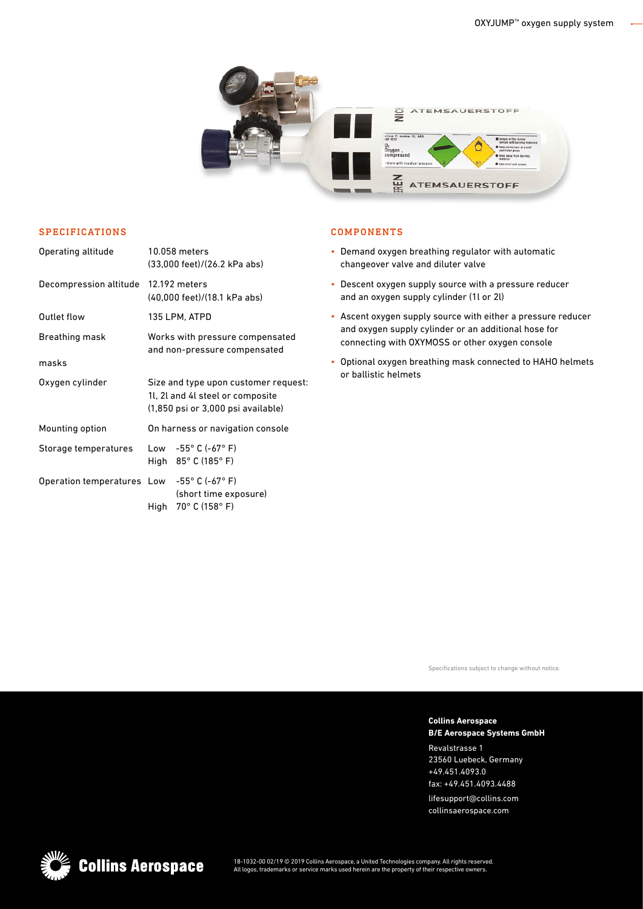## SPECIFICATIONS

| | |
|---|---|
| Operating altitude | 10.058 meters (33,000 feet)/(26.2 kPa abs) |
| Decompression altitude | 12.192 meters (40,000 feet)/(18.1 kPa abs) |
| Outlet flow | 135 LPM, ATPD |
| Breathing mask | Works with pressure compensated and non-pressure compensated |
| masks | |
| Oxygen cylinder | Size and type upon customer request: 1l, 2l and 4l steel or composite (1,850 psi or 3,000 psi available) |
| Mounting option | On harness or navigation console |
| Storage temperatures | Low -55° C (-67° F) High 85° C (185° F) |
| Operation temperatures | Low -55° C (-67° F) (short time exposure) High 70° C (158° F) |

## COMPONENTS

- Demand oxygen breathing regulator with automatic changeover valve and diluter valve
- Descent oxygen supply source with a pressure reducer and an oxygen supply cylinder (1l or 2l)
- Ascent oxygen supply source with either a pressure reducer and oxygen supply cylinder or an additional hose for connecting with OXYMOSS or other oxygen console
- Optional oxygen breathing mask connected to HAHO helmets or ballistic helmets

Specifications subject to change without notice.

**Collins Aerospace**
**B/E Aerospace Systems GmbH**

Revalstrasse 1
23560 Luebeck, Germany
+49.451.4093.0
fax: +49.451.4093.4488

lifesupport@collins.com
collinsaerospace.com

Collins Aerospace

18-1032-00 02/19 © 2019 Collins Aerospace, a United Technologies company. All rights reserved.
All logos, trademarks or service marks used herein are the property of their respective owners.